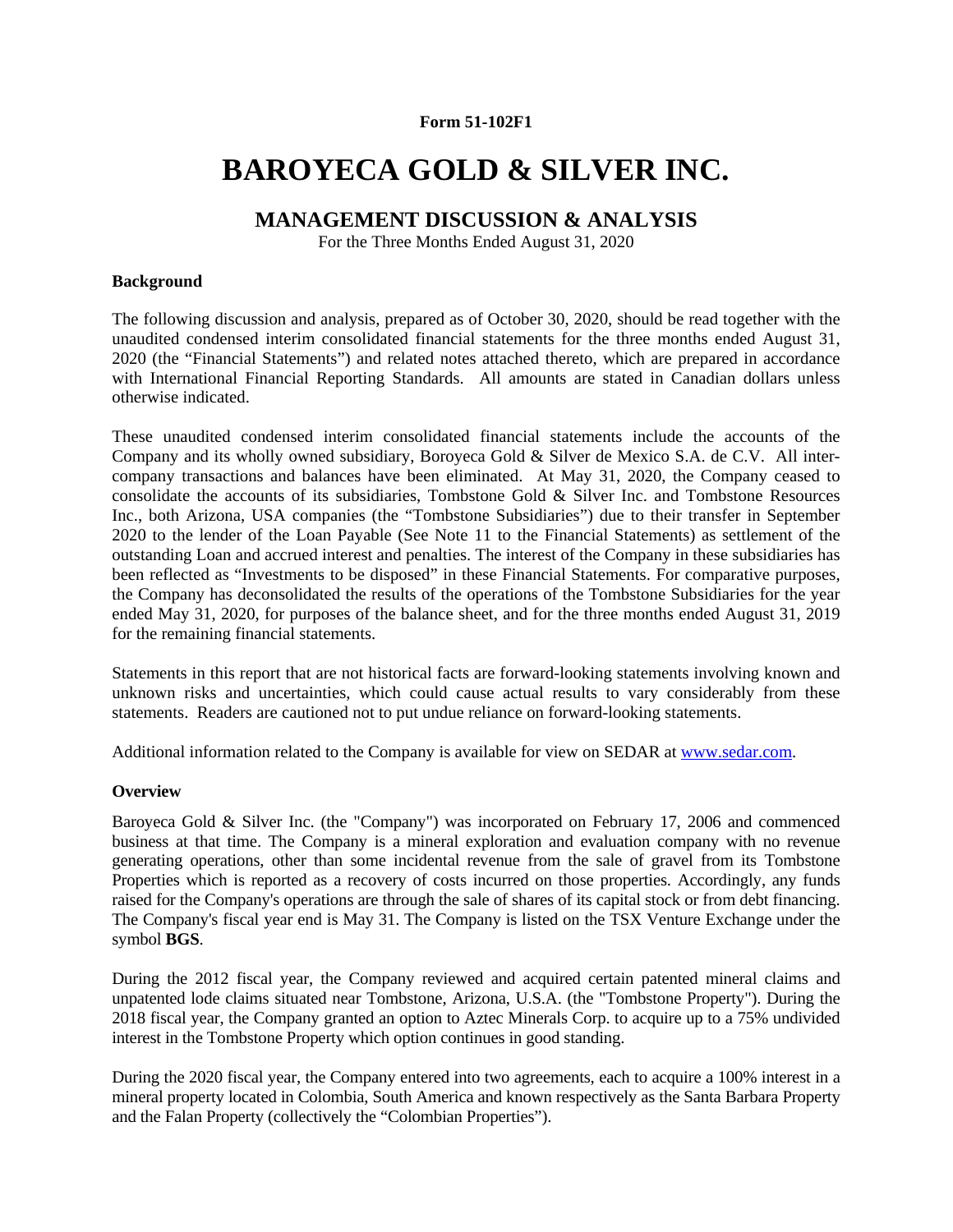**Form 51-102F1**

# BAROYECA GOLD & SILVER INC.

## MANAGEMENT DISCUSSION & ANALYSIS

For the Three Months Ended August 31, 2020

### Background

The following discussion and analysis, prepared as of October 30, 2020, should be read together with the unaudited condensed interim consolidated financial statements for the three months ended August 31, 2020 (the "Financial Statements") and related notes attached thereto, which are prepared in accordance with International Financial Reporting Standards. All amounts are stated in Canadian dollars unless otherwise indicated.

These unaudited condensed interim consolidated financial statements include the accounts of the Company and its wholly owned subsidiary, Boroyeca Gold & Silver de Mexico S.A. de C.V. All inter-company transactions and balances have been eliminated. At May 31, 2020, the Company ceased to consolidate the accounts of its subsidiaries, Tombstone Gold & Silver Inc. and Tombstone Resources Inc., both Arizona, USA companies (the "Tombstone Subsidiaries") due to their transfer in September 2020 to the lender of the Loan Payable (See Note 11 to the Financial Statements) as settlement of the outstanding Loan and accrued interest and penalties. The interest of the Company in these subsidiaries has been reflected as "Investments to be disposed" in these Financial Statements. For comparative purposes, the Company has deconsolidated the results of the operations of the Tombstone Subsidiaries for the year ended May 31, 2020, for purposes of the balance sheet, and for the three months ended August 31, 2019 for the remaining financial statements.

Statements in this report that are not historical facts are forward-looking statements involving known and unknown risks and uncertainties, which could cause actual results to vary considerably from these statements. Readers are cautioned not to put undue reliance on forward-looking statements.

Additional information related to the Company is available for view on SEDAR at [www.sedar.com](http://www.sedar.com).

### Overview

Baroyeca Gold & Silver Inc. (the "Company") was incorporated on February 17, 2006 and commenced business at that time. The Company is a mineral exploration and evaluation company with no revenue generating operations, other than some incidental revenue from the sale of gravel from its Tombstone Properties which is reported as a recovery of costs incurred on those properties. Accordingly, any funds raised for the Company's operations are through the sale of shares of its capital stock or from debt financing. The Company's fiscal year end is May 31. The Company is listed on the TSX Venture Exchange under the symbol **BGS**.

During the 2012 fiscal year, the Company reviewed and acquired certain patented mineral claims and unpatented lode claims situated near Tombstone, Arizona, U.S.A. (the "Tombstone Property"). During the 2018 fiscal year, the Company granted an option to Aztec Minerals Corp. to acquire up to a 75% undivided interest in the Tombstone Property which option continues in good standing.

During the 2020 fiscal year, the Company entered into two agreements, each to acquire a 100% interest in a mineral property located in Colombia, South America and known respectively as the Santa Barbara Property and the Falan Property (collectively the "Colombian Properties").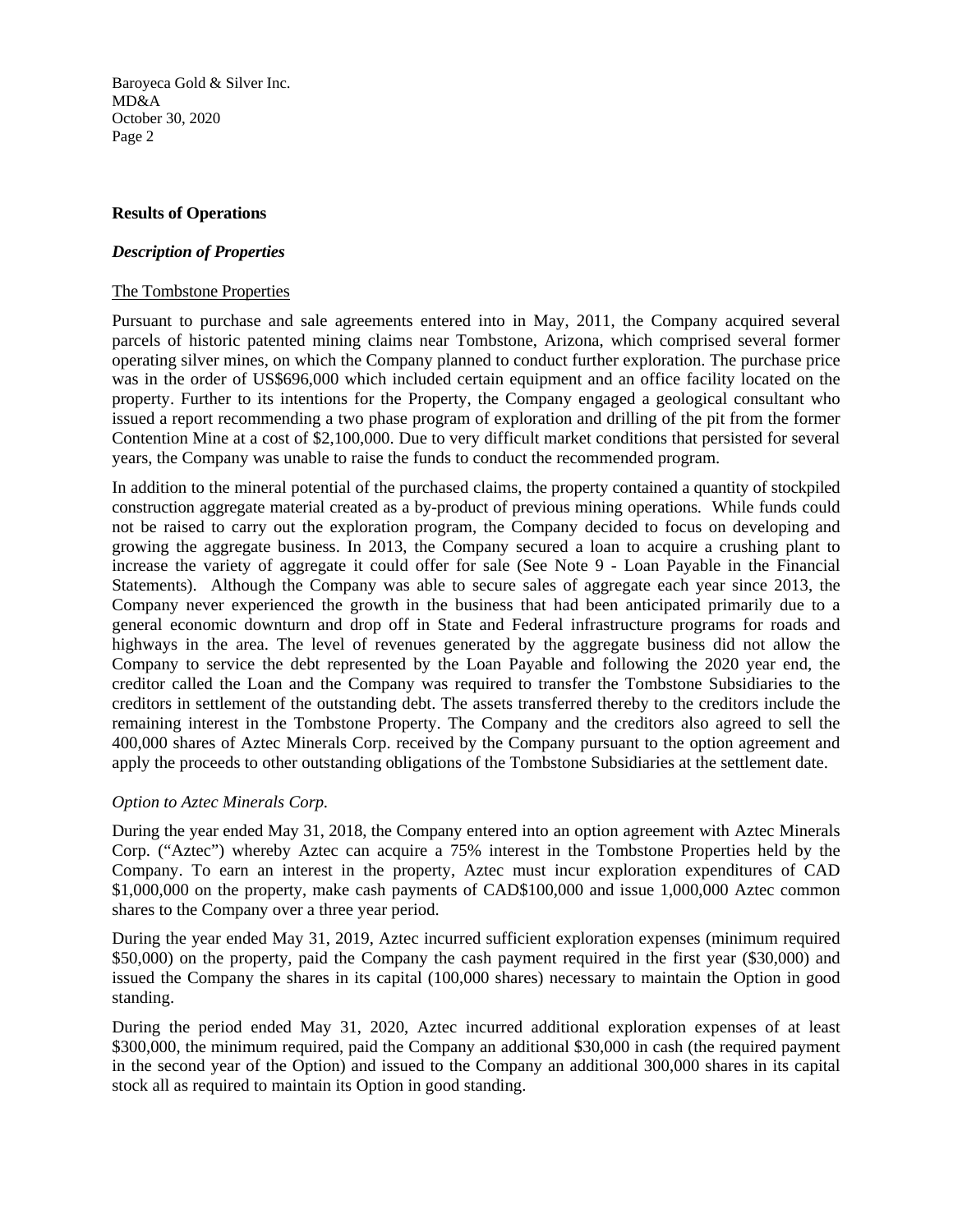## Results of Operations

### *Description of Properties*

The Tombstone Properties

Pursuant to purchase and sale agreements entered into in May, 2011, the Company acquired several parcels of historic patented mining claims near Tombstone, Arizona, which comprised several former operating silver mines, on which the Company planned to conduct further exploration. The purchase price was in the order of US$696,000 which included certain equipment and an office facility located on the property. Further to its intentions for the Property, the Company engaged a geological consultant who issued a report recommending a two phase program of exploration and drilling of the pit from the former Contention Mine at a cost of $2,100,000. Due to very difficult market conditions that persisted for several years, the Company was unable to raise the funds to conduct the recommended program.

In addition to the mineral potential of the purchased claims, the property contained a quantity of stockpiled construction aggregate material created as a by-product of previous mining operations. While funds could not be raised to carry out the exploration program, the Company decided to focus on developing and growing the aggregate business. In 2013, the Company secured a loan to acquire a crushing plant to increase the variety of aggregate it could offer for sale (See Note 9 - Loan Payable in the Financial Statements). Although the Company was able to secure sales of aggregate each year since 2013, the Company never experienced the growth in the business that had been anticipated primarily due to a general economic downturn and drop off in State and Federal infrastructure programs for roads and highways in the area. The level of revenues generated by the aggregate business did not allow the Company to service the debt represented by the Loan Payable and following the 2020 year end, the creditor called the Loan and the Company was required to transfer the Tombstone Subsidiaries to the creditors in settlement of the outstanding debt. The assets transferred thereby to the creditors include the remaining interest in the Tombstone Property. The Company and the creditors also agreed to sell the 400,000 shares of Aztec Minerals Corp. received by the Company pursuant to the option agreement and apply the proceeds to other outstanding obligations of the Tombstone Subsidiaries at the settlement date.

*Option to Aztec Minerals Corp.*

During the year ended May 31, 2018, the Company entered into an option agreement with Aztec Minerals Corp. ("Aztec") whereby Aztec can acquire a 75% interest in the Tombstone Properties held by the Company. To earn an interest in the property, Aztec must incur exploration expenditures of CAD $1,000,000 on the property, make cash payments of CAD$100,000 and issue 1,000,000 Aztec common shares to the Company over a three year period.

During the year ended May 31, 2019, Aztec incurred sufficient exploration expenses (minimum required $50,000) on the property, paid the Company the cash payment required in the first year ($30,000) and issued the Company the shares in its capital (100,000 shares) necessary to maintain the Option in good standing.

During the period ended May 31, 2020, Aztec incurred additional exploration expenses of at least $300,000, the minimum required, paid the Company an additional $30,000 in cash (the required payment in the second year of the Option) and issued to the Company an additional 300,000 shares in its capital stock all as required to maintain its Option in good standing.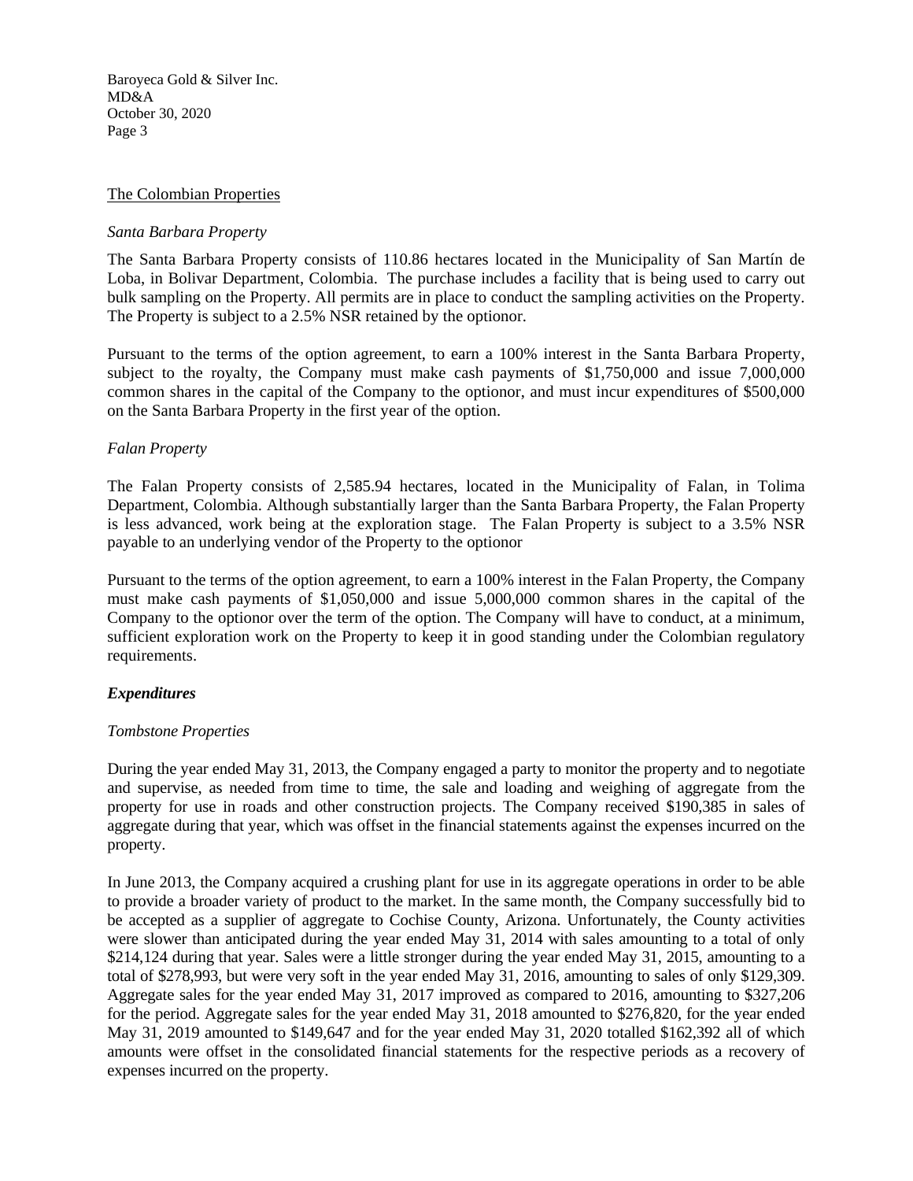## The Colombian Properties

### *Santa Barbara Property*

The Santa Barbara Property consists of 110.86 hectares located in the Municipality of San Martín de Loba, in Bolivar Department, Colombia. The purchase includes a facility that is being used to carry out bulk sampling on the Property. All permits are in place to conduct the sampling activities on the Property. The Property is subject to a 2.5% NSR retained by the optionor.

Pursuant to the terms of the option agreement, to earn a 100% interest in the Santa Barbara Property, subject to the royalty, the Company must make cash payments of $1,750,000 and issue 7,000,000 common shares in the capital of the Company to the optionor, and must incur expenditures of $500,000 on the Santa Barbara Property in the first year of the option.

### *Falan Property*

The Falan Property consists of 2,585.94 hectares, located in the Municipality of Falan, in Tolima Department, Colombia. Although substantially larger than the Santa Barbara Property, the Falan Property is less advanced, work being at the exploration stage. The Falan Property is subject to a 3.5% NSR payable to an underlying vendor of the Property to the optionor

Pursuant to the terms of the option agreement, to earn a 100% interest in the Falan Property, the Company must make cash payments of $1,050,000 and issue 5,000,000 common shares in the capital of the Company to the optionor over the term of the option. The Company will have to conduct, at a minimum, sufficient exploration work on the Property to keep it in good standing under the Colombian regulatory requirements.

## ***Expenditures***

### *Tombstone Properties*

During the year ended May 31, 2013, the Company engaged a party to monitor the property and to negotiate and supervise, as needed from time to time, the sale and loading and weighing of aggregate from the property for use in roads and other construction projects. The Company received $190,385 in sales of aggregate during that year, which was offset in the financial statements against the expenses incurred on the property.

In June 2013, the Company acquired a crushing plant for use in its aggregate operations in order to be able to provide a broader variety of product to the market. In the same month, the Company successfully bid to be accepted as a supplier of aggregate to Cochise County, Arizona. Unfortunately, the County activities were slower than anticipated during the year ended May 31, 2014 with sales amounting to a total of only $214,124 during that year. Sales were a little stronger during the year ended May 31, 2015, amounting to a total of $278,993, but were very soft in the year ended May 31, 2016, amounting to sales of only $129,309. Aggregate sales for the year ended May 31, 2017 improved as compared to 2016, amounting to $327,206 for the period. Aggregate sales for the year ended May 31, 2018 amounted to $276,820, for the year ended May 31, 2019 amounted to $149,647 and for the year ended May 31, 2020 totalled $162,392 all of which amounts were offset in the consolidated financial statements for the respective periods as a recovery of expenses incurred on the property.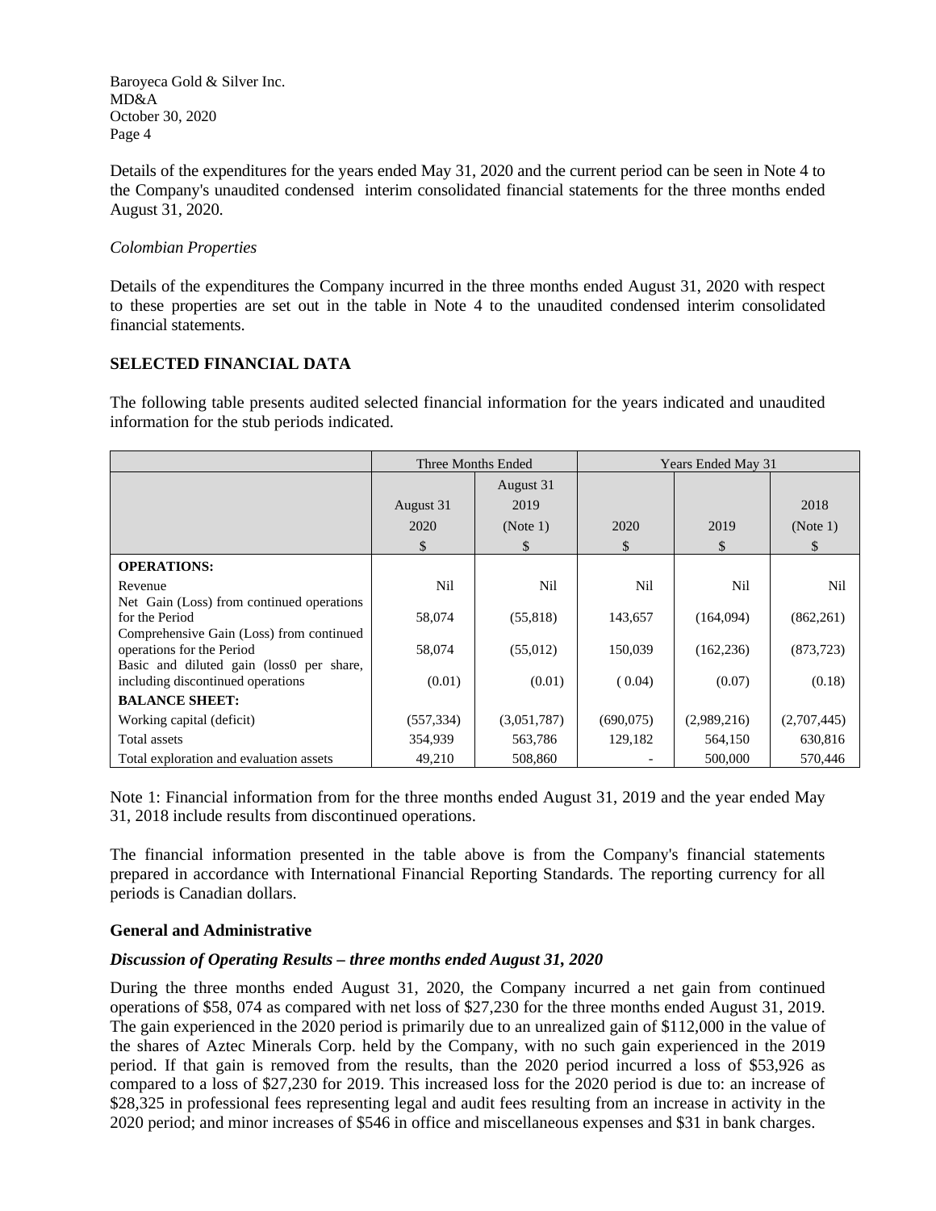Details of the expenditures for the years ended May 31, 2020 and the current period can be seen in Note 4 to the Company's unaudited condensed interim consolidated financial statements for the three months ended August 31, 2020.

*Colombian Properties*

Details of the expenditures the Company incurred in the three months ended August 31, 2020 with respect to these properties are set out in the table in Note 4 to the unaudited condensed interim consolidated financial statements.

## SELECTED FINANCIAL DATA

The following table presents audited selected financial information for the years indicated and unaudited information for the stub periods indicated.

| | Three Months Ended | | Years Ended May 31 | | |
|---|---|---|---|---|---|
| | August 31 2020 $ | August 31 2019 (Note 1) $ | 2020 $ | 2019 $ | 2018 (Note 1) $ |
| **OPERATIONS:** | | | | | |
| Revenue | Nil | Nil | Nil | Nil | Nil |
| Net Gain (Loss) from continued operations for the Period | 58,074 | (55,818) | 143,657 | (164,094) | (862,261) |
| Comprehensive Gain (Loss) from continued operations for the Period | 58,074 | (55,012) | 150,039 | (162,236) | (873,723) |
| Basic and diluted gain (loss0 per share, including discontinued operations | (0.01) | (0.01) | ( 0.04) | (0.07) | (0.18) |
| **BALANCE SHEET:** | | | | | |
| Working capital (deficit) | (557,334) | (3,051,787) | (690,075) | (2,989,216) | (2,707,445) |
| Total assets | 354,939 | 563,786 | 129,182 | 564,150 | 630,816 |
| Total exploration and evaluation assets | 49,210 | 508,860 | - | 500,000 | 570,446 |

Note 1: Financial information from for the three months ended August 31, 2019 and the year ended May 31, 2018 include results from discontinued operations.

The financial information presented in the table above is from the Company's financial statements prepared in accordance with International Financial Reporting Standards. The reporting currency for all periods is Canadian dollars.

### General and Administrative

***Discussion of Operating Results – three months ended August 31, 2020***

During the three months ended August 31, 2020, the Company incurred a net gain from continued operations of $58, 074 as compared with net loss of $27,230 for the three months ended August 31, 2019. The gain experienced in the 2020 period is primarily due to an unrealized gain of $112,000 in the value of the shares of Aztec Minerals Corp. held by the Company, with no such gain experienced in the 2019 period. If that gain is removed from the results, than the 2020 period incurred a loss of $53,926 as compared to a loss of $27,230 for 2019. This increased loss for the 2020 period is due to: an increase of $28,325 in professional fees representing legal and audit fees resulting from an increase in activity in the 2020 period; and minor increases of $546 in office and miscellaneous expenses and $31 in bank charges.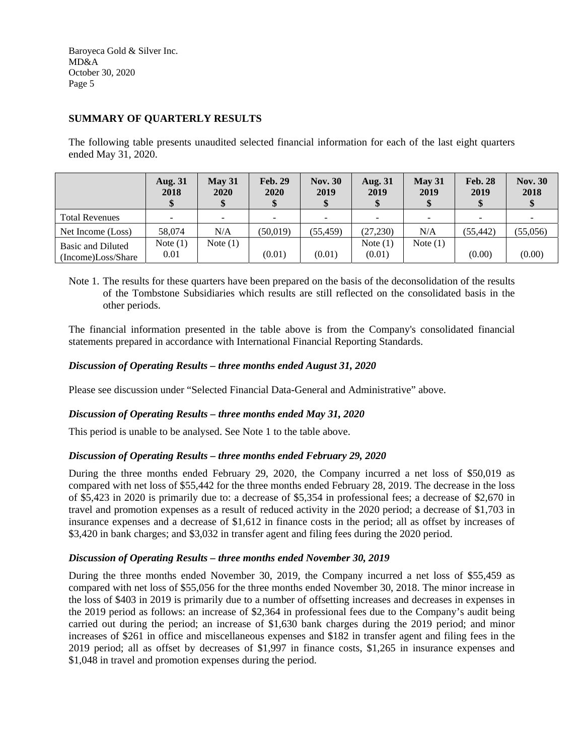## SUMMARY OF QUARTERLY RESULTS

The following table presents unaudited selected financial information for each of the last eight quarters ended May 31, 2020.

| | Aug. 31 2018 $ | May 31 2020 $ | Feb. 29 2020 $ | Nov. 30 2019 $ | Aug. 31 2019 $ | May 31 2019 $ | Feb. 28 2019 $ | Nov. 30 2018 $ |
|---|---|---|---|---|---|---|---|---|
| Total Revenues | - | - | - | - | - | - | - | - |
| Net Income (Loss) | 58,074 | N/A | (50,019) | (55,459) | (27,230) | N/A | (55,442) | (55,056) |
| Basic and Diluted (Income)Loss/Share | Note (1) 0.01 | Note (1) | (0.01) | (0.01) | Note (1) (0.01) | Note (1) | (0.00) | (0.00) |

Note 1. The results for these quarters have been prepared on the basis of the deconsolidation of the results of the Tombstone Subsidiaries which results are still reflected on the consolidated basis in the other periods.

The financial information presented in the table above is from the Company's consolidated financial statements prepared in accordance with International Financial Reporting Standards.

### *Discussion of Operating Results – three months ended August 31, 2020*

Please see discussion under "Selected Financial Data-General and Administrative" above.

### *Discussion of Operating Results – three months ended May 31, 2020*

This period is unable to be analysed. See Note 1 to the table above.

### *Discussion of Operating Results – three months ended February 29, 2020*

During the three months ended February 29, 2020, the Company incurred a net loss of $50,019 as compared with net loss of $55,442 for the three months ended February 28, 2019. The decrease in the loss of $5,423 in 2020 is primarily due to: a decrease of $5,354 in professional fees; a decrease of $2,670 in travel and promotion expenses as a result of reduced activity in the 2020 period; a decrease of $1,703 in insurance expenses and a decrease of $1,612 in finance costs in the period; all as offset by increases of $3,420 in bank charges; and $3,032 in transfer agent and filing fees during the 2020 period.

### *Discussion of Operating Results – three months ended November 30, 2019*

During the three months ended November 30, 2019, the Company incurred a net loss of $55,459 as compared with net loss of $55,056 for the three months ended November 30, 2018. The minor increase in the loss of $403 in 2019 is primarily due to a number of offsetting increases and decreases in expenses in the 2019 period as follows: an increase of $2,364 in professional fees due to the Company's audit being carried out during the period; an increase of $1,630 bank charges during the 2019 period; and minor increases of $261 in office and miscellaneous expenses and $182 in transfer agent and filing fees in the 2019 period; all as offset by decreases of $1,997 in finance costs, $1,265 in insurance expenses and $1,048 in travel and promotion expenses during the period.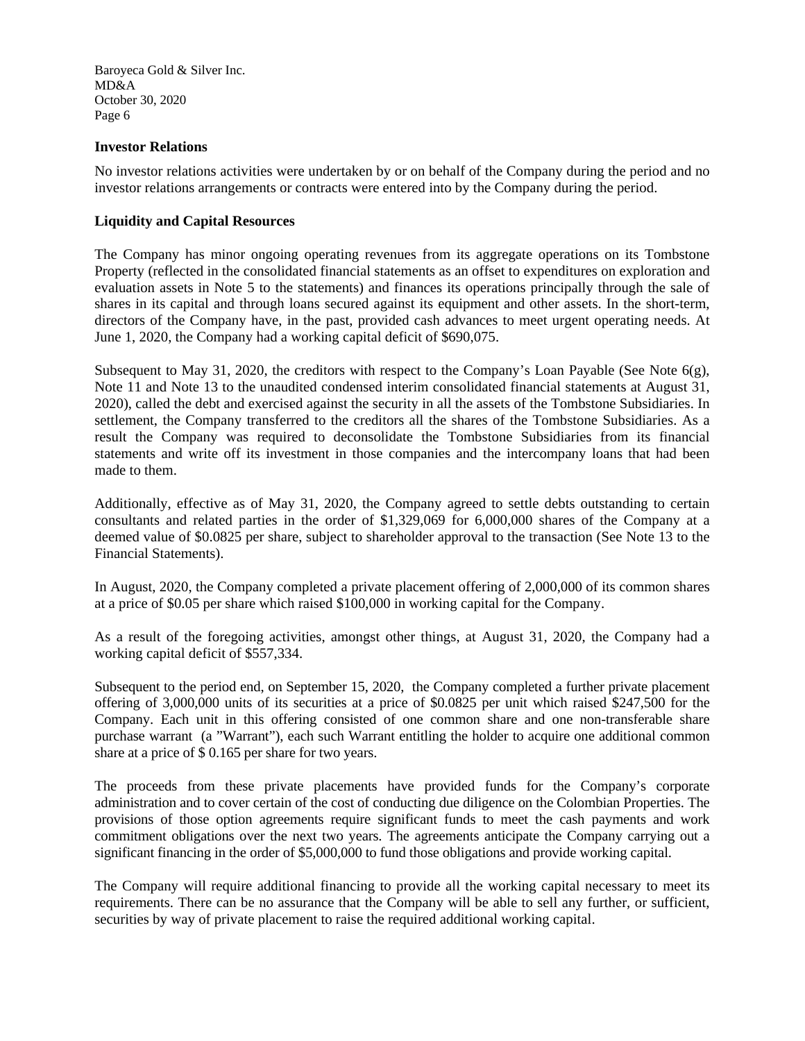**Investor Relations**

No investor relations activities were undertaken by or on behalf of the Company during the period and no investor relations arrangements or contracts were entered into by the Company during the period.

**Liquidity and Capital Resources**

The Company has minor ongoing operating revenues from its aggregate operations on its Tombstone Property (reflected in the consolidated financial statements as an offset to expenditures on exploration and evaluation assets in Note 5 to the statements) and finances its operations principally through the sale of shares in its capital and through loans secured against its equipment and other assets. In the short-term, directors of the Company have, in the past, provided cash advances to meet urgent operating needs. At June 1, 2020, the Company had a working capital deficit of $690,075.

Subsequent to May 31, 2020, the creditors with respect to the Company's Loan Payable (See Note 6(g), Note 11 and Note 13 to the unaudited condensed interim consolidated financial statements at August 31, 2020), called the debt and exercised against the security in all the assets of the Tombstone Subsidiaries. In settlement, the Company transferred to the creditors all the shares of the Tombstone Subsidiaries. As a result the Company was required to deconsolidate the Tombstone Subsidiaries from its financial statements and write off its investment in those companies and the intercompany loans that had been made to them.

Additionally, effective as of May 31, 2020, the Company agreed to settle debts outstanding to certain consultants and related parties in the order of $1,329,069 for 6,000,000 shares of the Company at a deemed value of $0.0825 per share, subject to shareholder approval to the transaction (See Note 13 to the Financial Statements).

In August, 2020, the Company completed a private placement offering of 2,000,000 of its common shares at a price of $0.05 per share which raised $100,000 in working capital for the Company.

As a result of the foregoing activities, amongst other things, at August 31, 2020, the Company had a working capital deficit of $557,334.

Subsequent to the period end, on September 15, 2020, the Company completed a further private placement offering of 3,000,000 units of its securities at a price of $0.0825 per unit which raised $247,500 for the Company. Each unit in this offering consisted of one common share and one non-transferable share purchase warrant (a "Warrant"), each such Warrant entitling the holder to acquire one additional common share at a price of $ 0.165 per share for two years.

The proceeds from these private placements have provided funds for the Company's corporate administration and to cover certain of the cost of conducting due diligence on the Colombian Properties. The provisions of those option agreements require significant funds to meet the cash payments and work commitment obligations over the next two years. The agreements anticipate the Company carrying out a significant financing in the order of $5,000,000 to fund those obligations and provide working capital.

The Company will require additional financing to provide all the working capital necessary to meet its requirements. There can be no assurance that the Company will be able to sell any further, or sufficient, securities by way of private placement to raise the required additional working capital.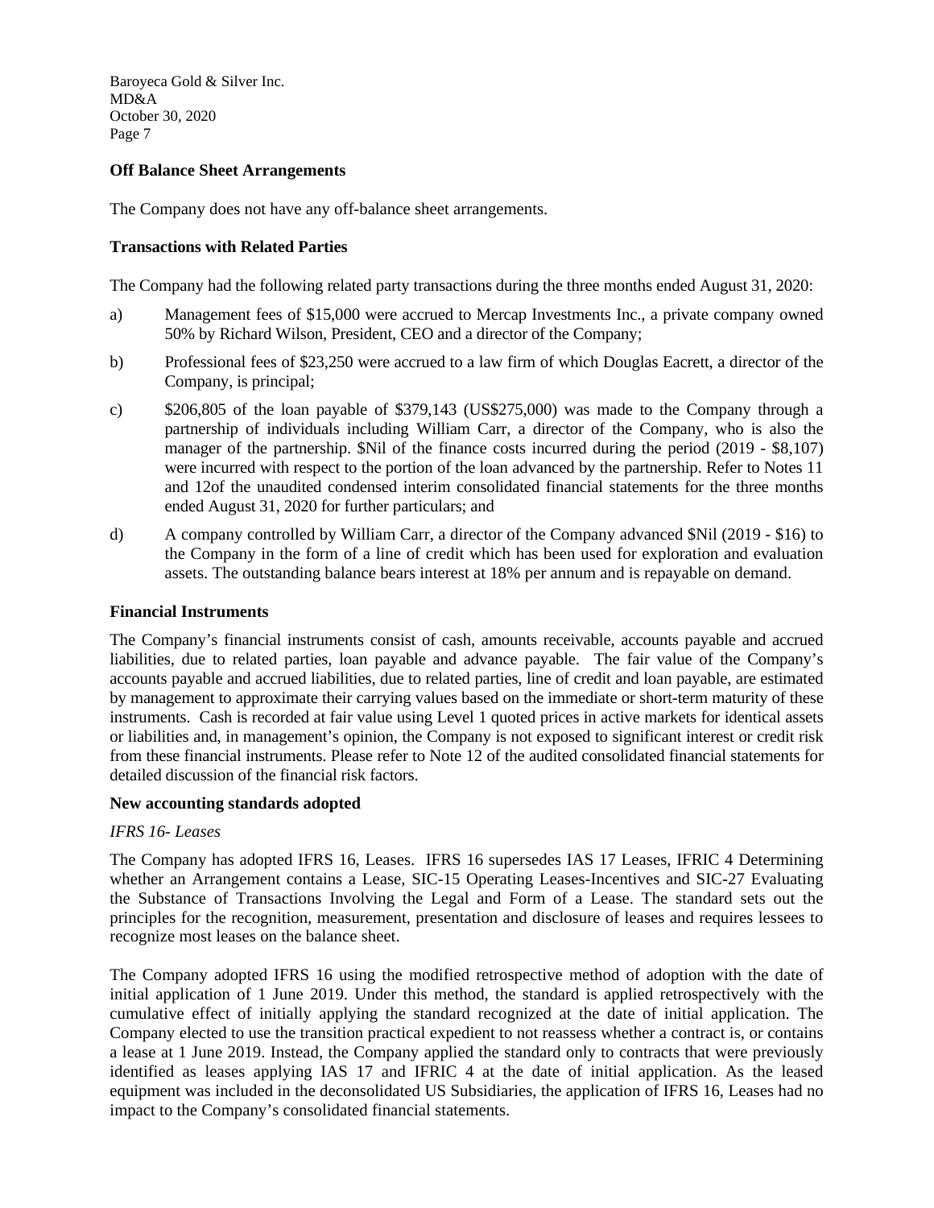## Off Balance Sheet Arrangements

The Company does not have any off-balance sheet arrangements.

## Transactions with Related Parties

The Company had the following related party transactions during the three months ended August 31, 2020:

a) Management fees of $15,000 were accrued to Mercap Investments Inc., a private company owned 50% by Richard Wilson, President, CEO and a director of the Company;

b) Professional fees of $23,250 were accrued to a law firm of which Douglas Eacrett, a director of the Company, is principal;

c) $206,805 of the loan payable of $379,143 (US$275,000) was made to the Company through a partnership of individuals including William Carr, a director of the Company, who is also the manager of the partnership. $Nil of the finance costs incurred during the period (2019 - $8,107) were incurred with respect to the portion of the loan advanced by the partnership. Refer to Notes 11 and 12of the unaudited condensed interim consolidated financial statements for the three months ended August 31, 2020 for further particulars; and

d) A company controlled by William Carr, a director of the Company advanced $Nil (2019 - $16) to the Company in the form of a line of credit which has been used for exploration and evaluation assets. The outstanding balance bears interest at 18% per annum and is repayable on demand.

## Financial Instruments

The Company's financial instruments consist of cash, amounts receivable, accounts payable and accrued liabilities, due to related parties, loan payable and advance payable. The fair value of the Company's accounts payable and accrued liabilities, due to related parties, line of credit and loan payable, are estimated by management to approximate their carrying values based on the immediate or short-term maturity of these instruments. Cash is recorded at fair value using Level 1 quoted prices in active markets for identical assets or liabilities and, in management's opinion, the Company is not exposed to significant interest or credit risk from these financial instruments. Please refer to Note 12 of the audited consolidated financial statements for detailed discussion of the financial risk factors.

## New accounting standards adopted

*IFRS 16- Leases*

The Company has adopted IFRS 16, Leases. IFRS 16 supersedes IAS 17 Leases, IFRIC 4 Determining whether an Arrangement contains a Lease, SIC-15 Operating Leases-Incentives and SIC-27 Evaluating the Substance of Transactions Involving the Legal and Form of a Lease. The standard sets out the principles for the recognition, measurement, presentation and disclosure of leases and requires lessees to recognize most leases on the balance sheet.

The Company adopted IFRS 16 using the modified retrospective method of adoption with the date of initial application of 1 June 2019. Under this method, the standard is applied retrospectively with the cumulative effect of initially applying the standard recognized at the date of initial application. The Company elected to use the transition practical expedient to not reassess whether a contract is, or contains a lease at 1 June 2019. Instead, the Company applied the standard only to contracts that were previously identified as leases applying IAS 17 and IFRIC 4 at the date of initial application. As the leased equipment was included in the deconsolidated US Subsidiaries, the application of IFRS 16, Leases had no impact to the Company's consolidated financial statements.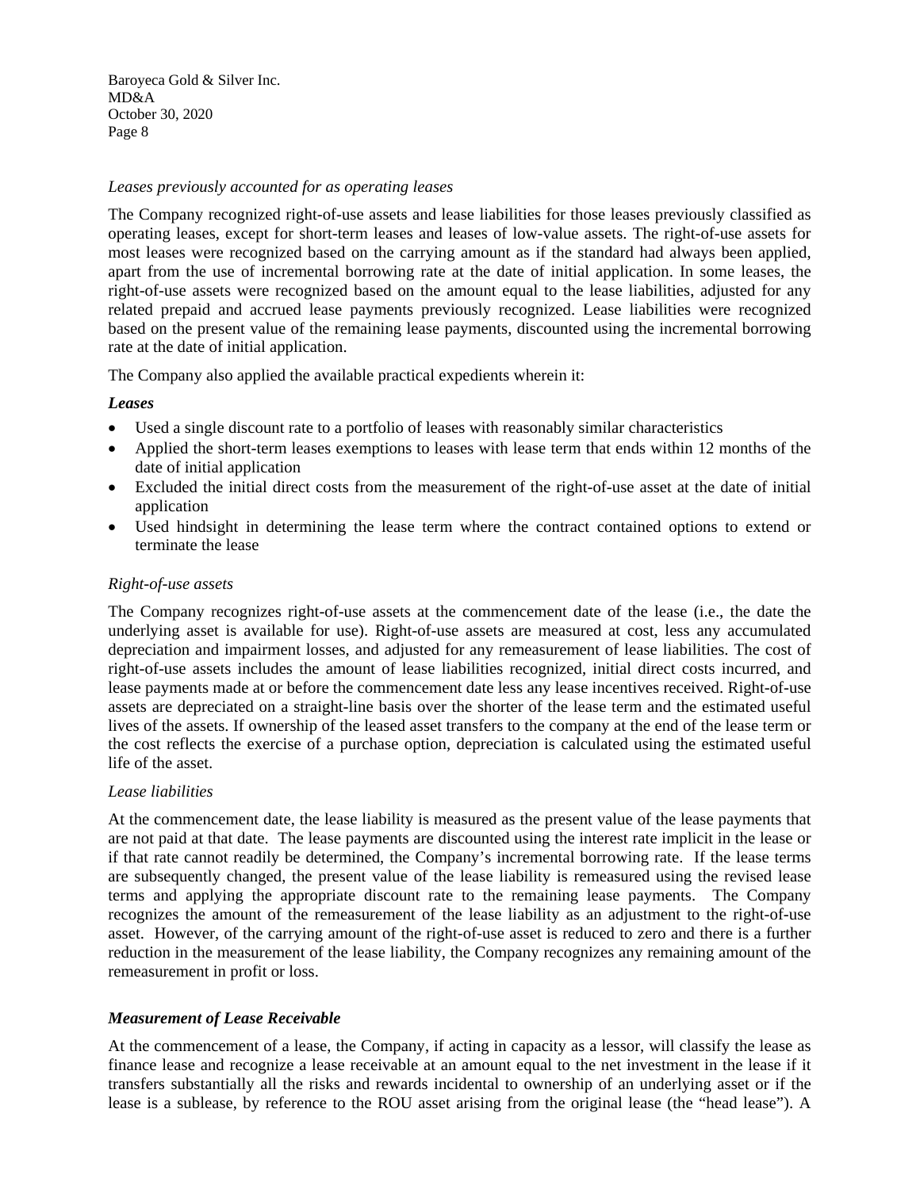*Leases previously accounted for as operating leases*

The Company recognized right-of-use assets and lease liabilities for those leases previously classified as operating leases, except for short-term leases and leases of low-value assets. The right-of-use assets for most leases were recognized based on the carrying amount as if the standard had always been applied, apart from the use of incremental borrowing rate at the date of initial application. In some leases, the right-of-use assets were recognized based on the amount equal to the lease liabilities, adjusted for any related prepaid and accrued lease payments previously recognized. Lease liabilities were recognized based on the present value of the remaining lease payments, discounted using the incremental borrowing rate at the date of initial application.

The Company also applied the available practical expedients wherein it:

***Leases***

- Used a single discount rate to a portfolio of leases with reasonably similar characteristics
- Applied the short-term leases exemptions to leases with lease term that ends within 12 months of the date of initial application
- Excluded the initial direct costs from the measurement of the right-of-use asset at the date of initial application
- Used hindsight in determining the lease term where the contract contained options to extend or terminate the lease

*Right-of-use assets*

The Company recognizes right-of-use assets at the commencement date of the lease (i.e., the date the underlying asset is available for use). Right-of-use assets are measured at cost, less any accumulated depreciation and impairment losses, and adjusted for any remeasurement of lease liabilities. The cost of right-of-use assets includes the amount of lease liabilities recognized, initial direct costs incurred, and lease payments made at or before the commencement date less any lease incentives received. Right-of-use assets are depreciated on a straight-line basis over the shorter of the lease term and the estimated useful lives of the assets. If ownership of the leased asset transfers to the company at the end of the lease term or the cost reflects the exercise of a purchase option, depreciation is calculated using the estimated useful life of the asset.

*Lease liabilities*

At the commencement date, the lease liability is measured as the present value of the lease payments that are not paid at that date. The lease payments are discounted using the interest rate implicit in the lease or if that rate cannot readily be determined, the Company's incremental borrowing rate. If the lease terms are subsequently changed, the present value of the lease liability is remeasured using the revised lease terms and applying the appropriate discount rate to the remaining lease payments. The Company recognizes the amount of the remeasurement of the lease liability as an adjustment to the right-of-use asset. However, of the carrying amount of the right-of-use asset is reduced to zero and there is a further reduction in the measurement of the lease liability, the Company recognizes any remaining amount of the remeasurement in profit or loss.

***Measurement of Lease Receivable***

At the commencement of a lease, the Company, if acting in capacity as a lessor, will classify the lease as finance lease and recognize a lease receivable at an amount equal to the net investment in the lease if it transfers substantially all the risks and rewards incidental to ownership of an underlying asset or if the lease is a sublease, by reference to the ROU asset arising from the original lease (the "head lease"). A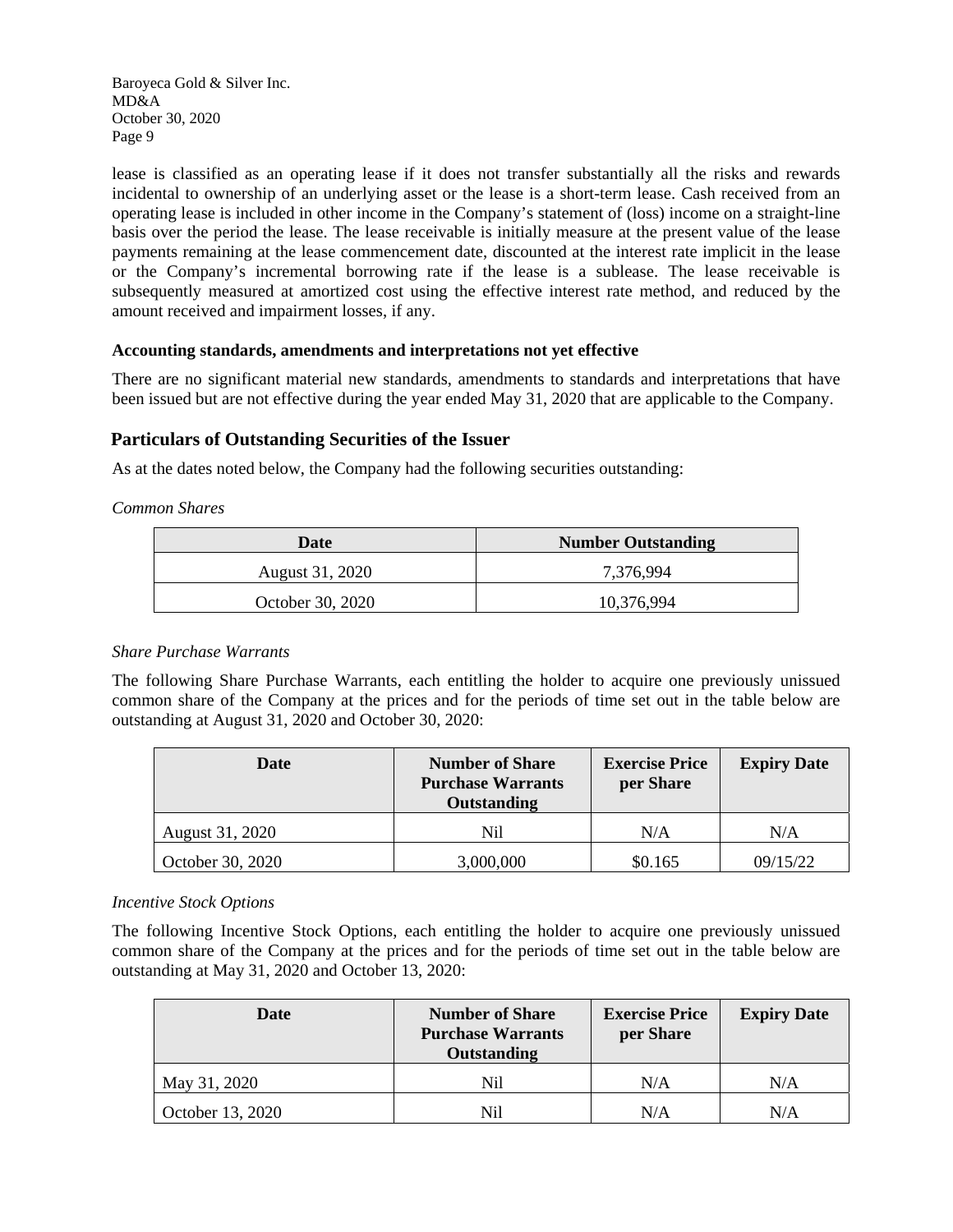lease is classified as an operating lease if it does not transfer substantially all the risks and rewards incidental to ownership of an underlying asset or the lease is a short-term lease. Cash received from an operating lease is included in other income in the Company's statement of (loss) income on a straight-line basis over the period the lease. The lease receivable is initially measure at the present value of the lease payments remaining at the lease commencement date, discounted at the interest rate implicit in the lease or the Company's incremental borrowing rate if the lease is a sublease. The lease receivable is subsequently measured at amortized cost using the effective interest rate method, and reduced by the amount received and impairment losses, if any.

**Accounting standards, amendments and interpretations not yet effective**

There are no significant material new standards, amendments to standards and interpretations that have been issued but are not effective during the year ended May 31, 2020 that are applicable to the Company.

## Particulars of Outstanding Securities of the Issuer

As at the dates noted below, the Company had the following securities outstanding:

*Common Shares*

| Date | Number Outstanding |
| --- | --- |
| August 31, 2020 | 7,376,994 |
| October 30, 2020 | 10,376,994 |

*Share Purchase Warrants*

The following Share Purchase Warrants, each entitling the holder to acquire one previously unissued common share of the Company at the prices and for the periods of time set out in the table below are outstanding at August 31, 2020 and October 30, 2020:

| Date | Number of Share Purchase Warrants Outstanding | Exercise Price per Share | Expiry Date |
| --- | --- | --- | --- |
| August 31, 2020 | Nil | N/A | N/A |
| October 30, 2020 | 3,000,000 | $0.165 | 09/15/22 |

*Incentive Stock Options*

The following Incentive Stock Options, each entitling the holder to acquire one previously unissued common share of the Company at the prices and for the periods of time set out in the table below are outstanding at May 31, 2020 and October 13, 2020:

| Date | Number of Share Purchase Warrants Outstanding | Exercise Price per Share | Expiry Date |
| --- | --- | --- | --- |
| May 31, 2020 | Nil | N/A | N/A |
| October 13, 2020 | Nil | N/A | N/A |